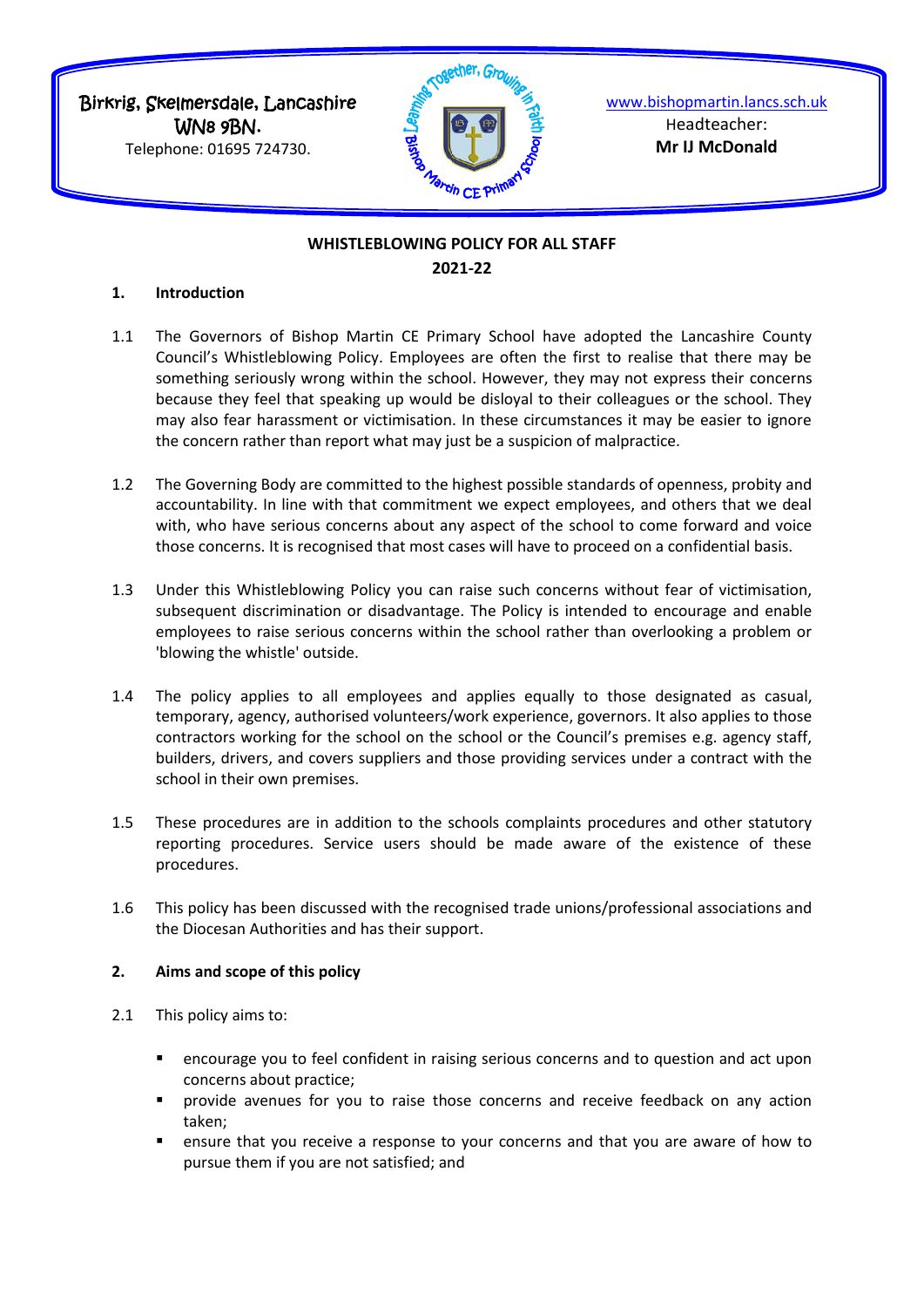Birkrig, Skelmersdale, Lancashire
WN8 9BN.
Telephone: 01695 724730.

www.bishopmartin.lancs.sch.uk
Headteacher:
**Mr IJ McDonald**

**WHISTLEBLOWING POLICY FOR ALL STAFF**
**2021-22**

## 1. Introduction

1.1 The Governors of Bishop Martin CE Primary School have adopted the Lancashire County Council's Whistleblowing Policy. Employees are often the first to realise that there may be something seriously wrong within the school. However, they may not express their concerns because they feel that speaking up would be disloyal to their colleagues or the school. They may also fear harassment or victimisation. In these circumstances it may be easier to ignore the concern rather than report what may just be a suspicion of malpractice.

1.2 The Governing Body are committed to the highest possible standards of openness, probity and accountability. In line with that commitment we expect employees, and others that we deal with, who have serious concerns about any aspect of the school to come forward and voice those concerns. It is recognised that most cases will have to proceed on a confidential basis.

1.3 Under this Whistleblowing Policy you can raise such concerns without fear of victimisation, subsequent discrimination or disadvantage. The Policy is intended to encourage and enable employees to raise serious concerns within the school rather than overlooking a problem or 'blowing the whistle' outside.

1.4 The policy applies to all employees and applies equally to those designated as casual, temporary, agency, authorised volunteers/work experience, governors. It also applies to those contractors working for the school on the school or the Council's premises e.g. agency staff, builders, drivers, and covers suppliers and those providing services under a contract with the school in their own premises.

1.5 These procedures are in addition to the schools complaints procedures and other statutory reporting procedures. Service users should be made aware of the existence of these procedures.

1.6 This policy has been discussed with the recognised trade unions/professional associations and the Diocesan Authorities and has their support.

## 2. Aims and scope of this policy

2.1 This policy aims to:

- encourage you to feel confident in raising serious concerns and to question and act upon concerns about practice;
- provide avenues for you to raise those concerns and receive feedback on any action taken;
- ensure that you receive a response to your concerns and that you are aware of how to pursue them if you are not satisfied; and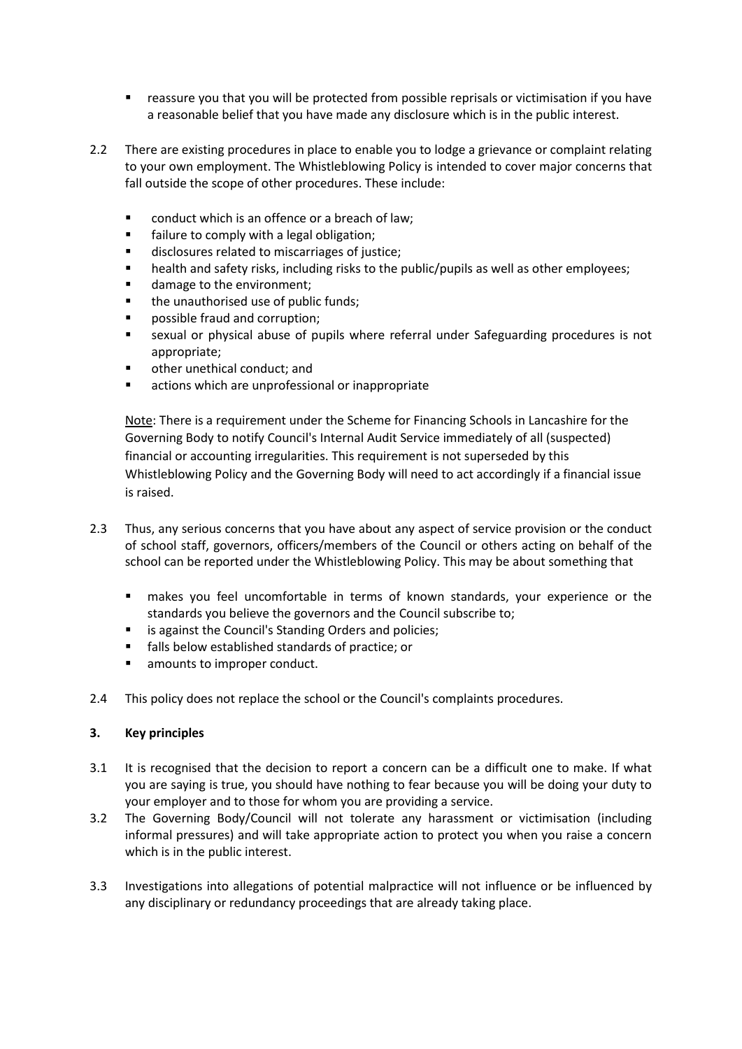- reassure you that you will be protected from possible reprisals or victimisation if you have a reasonable belief that you have made any disclosure which is in the public interest.

2.2 There are existing procedures in place to enable you to lodge a grievance or complaint relating to your own employment. The Whistleblowing Policy is intended to cover major concerns that fall outside the scope of other procedures. These include:

- conduct which is an offence or a breach of law;
- failure to comply with a legal obligation;
- disclosures related to miscarriages of justice;
- health and safety risks, including risks to the public/pupils as well as other employees;
- damage to the environment;
- the unauthorised use of public funds;
- possible fraud and corruption;
- sexual or physical abuse of pupils where referral under Safeguarding procedures is not appropriate;
- other unethical conduct; and
- actions which are unprofessional or inappropriate

Note: There is a requirement under the Scheme for Financing Schools in Lancashire for the Governing Body to notify Council's Internal Audit Service immediately of all (suspected) financial or accounting irregularities. This requirement is not superseded by this Whistleblowing Policy and the Governing Body will need to act accordingly if a financial issue is raised.

2.3 Thus, any serious concerns that you have about any aspect of service provision or the conduct of school staff, governors, officers/members of the Council or others acting on behalf of the school can be reported under the Whistleblowing Policy. This may be about something that

- makes you feel uncomfortable in terms of known standards, your experience or the standards you believe the governors and the Council subscribe to;
- is against the Council's Standing Orders and policies;
- falls below established standards of practice; or
- amounts to improper conduct.

2.4 This policy does not replace the school or the Council's complaints procedures.

### 3. Key principles

3.1 It is recognised that the decision to report a concern can be a difficult one to make. If what you are saying is true, you should have nothing to fear because you will be doing your duty to your employer and to those for whom you are providing a service.

3.2 The Governing Body/Council will not tolerate any harassment or victimisation (including informal pressures) and will take appropriate action to protect you when you raise a concern which is in the public interest.

3.3 Investigations into allegations of potential malpractice will not influence or be influenced by any disciplinary or redundancy proceedings that are already taking place.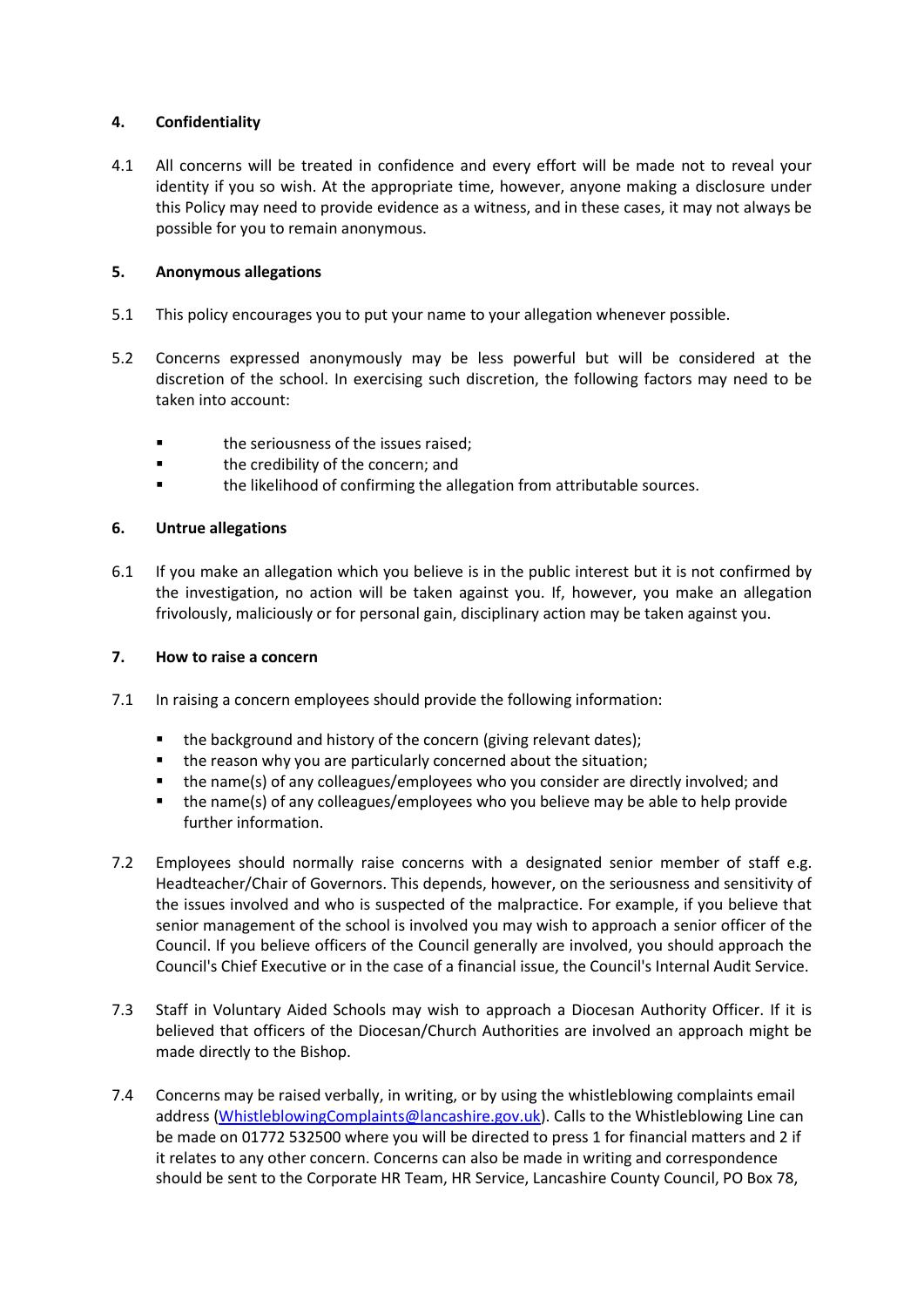## 4. Confidentiality

4.1 All concerns will be treated in confidence and every effort will be made not to reveal your identity if you so wish. At the appropriate time, however, anyone making a disclosure under this Policy may need to provide evidence as a witness, and in these cases, it may not always be possible for you to remain anonymous.

## 5. Anonymous allegations

5.1 This policy encourages you to put your name to your allegation whenever possible.

5.2 Concerns expressed anonymously may be less powerful but will be considered at the discretion of the school. In exercising such discretion, the following factors may need to be taken into account:

- the seriousness of the issues raised;
- the credibility of the concern; and
- the likelihood of confirming the allegation from attributable sources.

## 6. Untrue allegations

6.1 If you make an allegation which you believe is in the public interest but it is not confirmed by the investigation, no action will be taken against you. If, however, you make an allegation frivolously, maliciously or for personal gain, disciplinary action may be taken against you.

## 7. How to raise a concern

7.1 In raising a concern employees should provide the following information:

- the background and history of the concern (giving relevant dates);
- the reason why you are particularly concerned about the situation;
- the name(s) of any colleagues/employees who you consider are directly involved; and
- the name(s) of any colleagues/employees who you believe may be able to help provide further information.

7.2 Employees should normally raise concerns with a designated senior member of staff e.g. Headteacher/Chair of Governors. This depends, however, on the seriousness and sensitivity of the issues involved and who is suspected of the malpractice. For example, if you believe that senior management of the school is involved you may wish to approach a senior officer of the Council. If you believe officers of the Council generally are involved, you should approach the Council's Chief Executive or in the case of a financial issue, the Council's Internal Audit Service.

7.3 Staff in Voluntary Aided Schools may wish to approach a Diocesan Authority Officer. If it is believed that officers of the Diocesan/Church Authorities are involved an approach might be made directly to the Bishop.

7.4 Concerns may be raised verbally, in writing, or by using the whistleblowing complaints email address (WhistleblowingComplaints@lancashire.gov.uk). Calls to the Whistleblowing Line can be made on 01772 532500 where you will be directed to press 1 for financial matters and 2 if it relates to any other concern. Concerns can also be made in writing and correspondence should be sent to the Corporate HR Team, HR Service, Lancashire County Council, PO Box 78,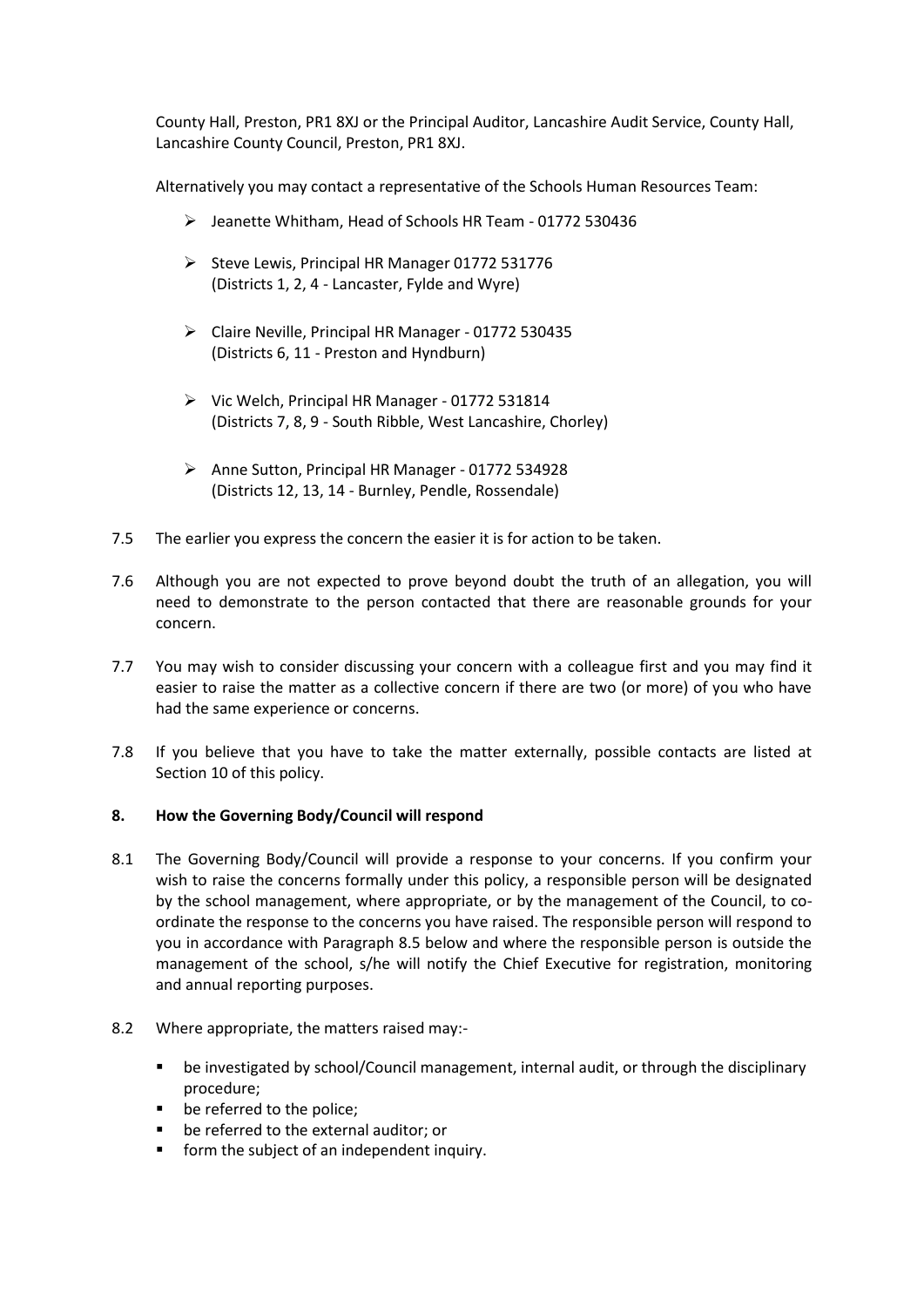County Hall, Preston, PR1 8XJ or the Principal Auditor, Lancashire Audit Service, County Hall, Lancashire County Council, Preston, PR1 8XJ.

Alternatively you may contact a representative of the Schools Human Resources Team:

- Jeanette Whitham, Head of Schools HR Team - 01772 530436
- Steve Lewis, Principal HR Manager 01772 531776  
  (Districts 1, 2, 4 - Lancaster, Fylde and Wyre)
- Claire Neville, Principal HR Manager - 01772 530435  
  (Districts 6, 11 - Preston and Hyndburn)
- Vic Welch, Principal HR Manager - 01772 531814  
  (Districts 7, 8, 9 - South Ribble, West Lancashire, Chorley)
- Anne Sutton, Principal HR Manager - 01772 534928  
  (Districts 12, 13, 14 - Burnley, Pendle, Rossendale)

7.5 The earlier you express the concern the easier it is for action to be taken.

7.6 Although you are not expected to prove beyond doubt the truth of an allegation, you will need to demonstrate to the person contacted that there are reasonable grounds for your concern.

7.7 You may wish to consider discussing your concern with a colleague first and you may find it easier to raise the matter as a collective concern if there are two (or more) of you who have had the same experience or concerns.

7.8 If you believe that you have to take the matter externally, possible contacts are listed at Section 10 of this policy.

**8. How the Governing Body/Council will respond**

8.1 The Governing Body/Council will provide a response to your concerns. If you confirm your wish to raise the concerns formally under this policy, a responsible person will be designated by the school management, where appropriate, or by the management of the Council, to co-ordinate the response to the concerns you have raised. The responsible person will respond to you in accordance with Paragraph 8.5 below and where the responsible person is outside the management of the school, s/he will notify the Chief Executive for registration, monitoring and annual reporting purposes.

8.2 Where appropriate, the matters raised may:-

- be investigated by school/Council management, internal audit, or through the disciplinary procedure;
- be referred to the police;
- be referred to the external auditor; or
- form the subject of an independent inquiry.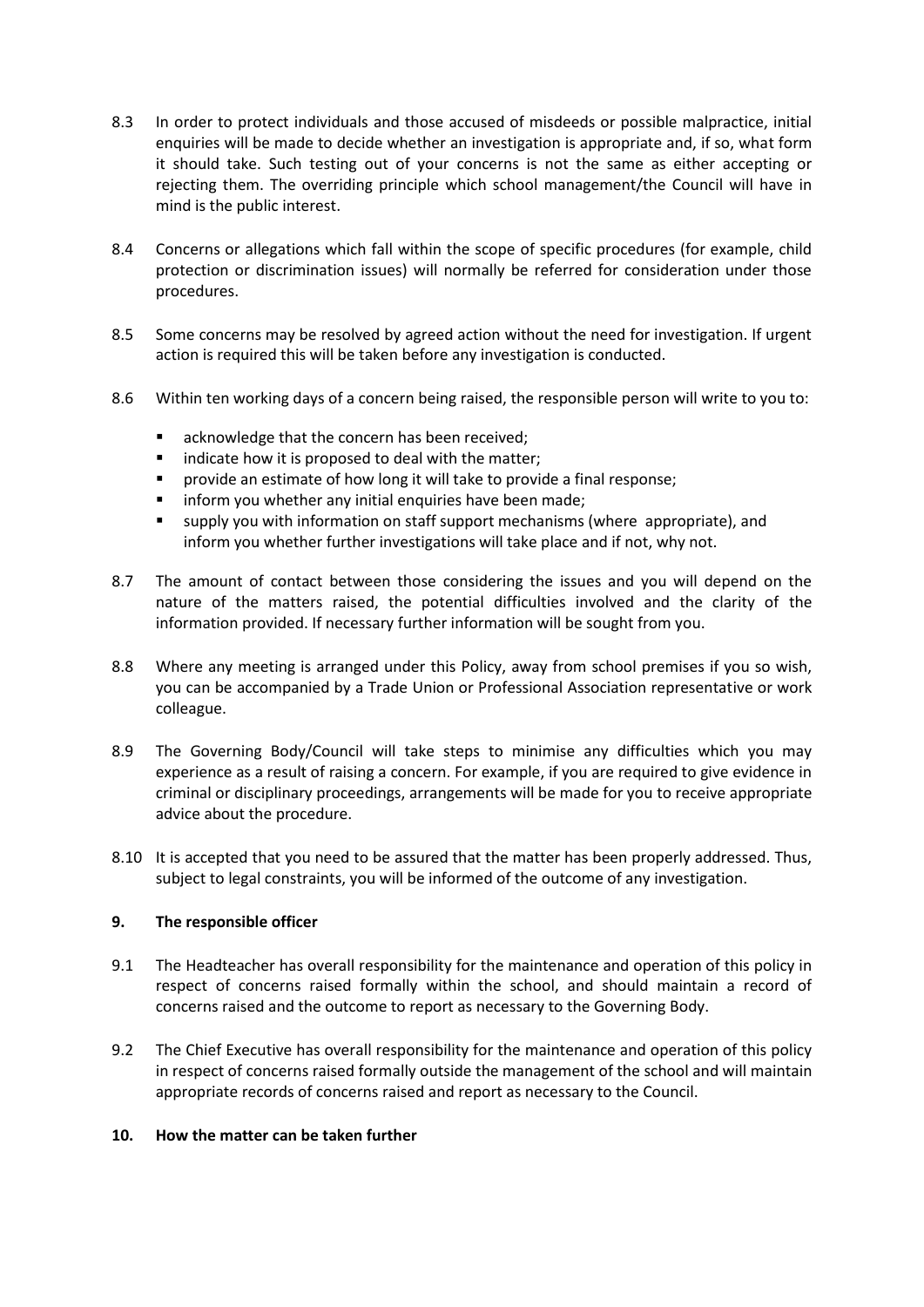8.3 In order to protect individuals and those accused of misdeeds or possible malpractice, initial enquiries will be made to decide whether an investigation is appropriate and, if so, what form it should take. Such testing out of your concerns is not the same as either accepting or rejecting them. The overriding principle which school management/the Council will have in mind is the public interest.

8.4 Concerns or allegations which fall within the scope of specific procedures (for example, child protection or discrimination issues) will normally be referred for consideration under those procedures.

8.5 Some concerns may be resolved by agreed action without the need for investigation. If urgent action is required this will be taken before any investigation is conducted.

8.6 Within ten working days of a concern being raised, the responsible person will write to you to:

- acknowledge that the concern has been received;
- indicate how it is proposed to deal with the matter;
- provide an estimate of how long it will take to provide a final response;
- inform you whether any initial enquiries have been made;
- supply you with information on staff support mechanisms (where appropriate), and inform you whether further investigations will take place and if not, why not.

8.7 The amount of contact between those considering the issues and you will depend on the nature of the matters raised, the potential difficulties involved and the clarity of the information provided. If necessary further information will be sought from you.

8.8 Where any meeting is arranged under this Policy, away from school premises if you so wish, you can be accompanied by a Trade Union or Professional Association representative or work colleague.

8.9 The Governing Body/Council will take steps to minimise any difficulties which you may experience as a result of raising a concern. For example, if you are required to give evidence in criminal or disciplinary proceedings, arrangements will be made for you to receive appropriate advice about the procedure.

8.10 It is accepted that you need to be assured that the matter has been properly addressed. Thus, subject to legal constraints, you will be informed of the outcome of any investigation.

## 9. The responsible officer

9.1 The Headteacher has overall responsibility for the maintenance and operation of this policy in respect of concerns raised formally within the school, and should maintain a record of concerns raised and the outcome to report as necessary to the Governing Body.

9.2 The Chief Executive has overall responsibility for the maintenance and operation of this policy in respect of concerns raised formally outside the management of the school and will maintain appropriate records of concerns raised and report as necessary to the Council.

## 10. How the matter can be taken further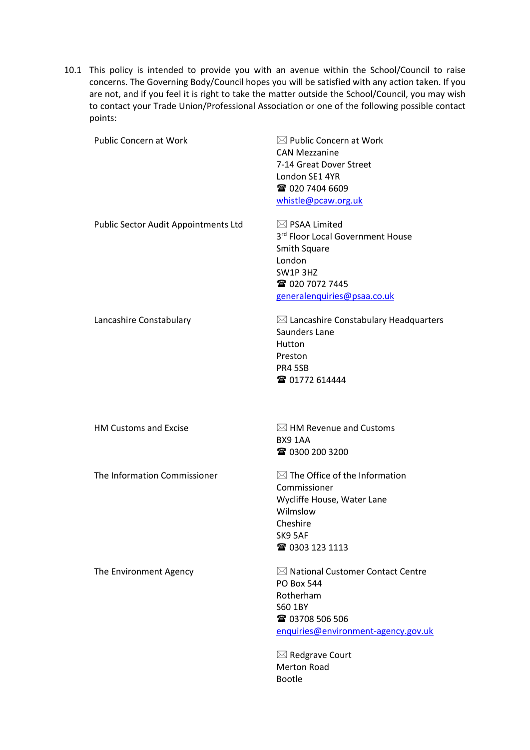10.1 This policy is intended to provide you with an avenue within the School/Council to raise concerns. The Governing Body/Council hopes you will be satisfied with any action taken. If you are not, and if you feel it is right to take the matter outside the School/Council, you may wish to contact your Trade Union/Professional Association or one of the following possible contact points:

| | |
|---|---|
| Public Concern at Work | ✉ Public Concern at Work<br>CAN Mezzanine<br>7-14 Great Dover Street<br>London SE1 4YR<br>☎ 020 7404 6609<br>whistle@pcaw.org.uk |
| Public Sector Audit Appointments Ltd | ✉ PSAA Limited<br>3rd Floor Local Government House<br>Smith Square<br>London<br>SW1P 3HZ<br>☎ 020 7072 7445<br>generalenquiries@psaa.co.uk |
| Lancashire Constabulary | ✉ Lancashire Constabulary Headquarters<br>Saunders Lane<br>Hutton<br>Preston<br>PR4 5SB<br>☎ 01772 614444 |
| HM Customs and Excise | ✉ HM Revenue and Customs<br>BX9 1AA<br>☎ 0300 200 3200 |
| The Information Commissioner | ✉ The Office of the Information Commissioner<br>Wycliffe House, Water Lane<br>Wilmslow<br>Cheshire<br>SK9 5AF<br>☎ 0303 123 1113 |
| The Environment Agency | ✉ National Customer Contact Centre<br>PO Box 544<br>Rotherham<br>S60 1BY<br>☎ 03708 506 506<br>enquiries@environment-agency.gov.uk<br><br>✉ Redgrave Court<br>Merton Road<br>Bootle |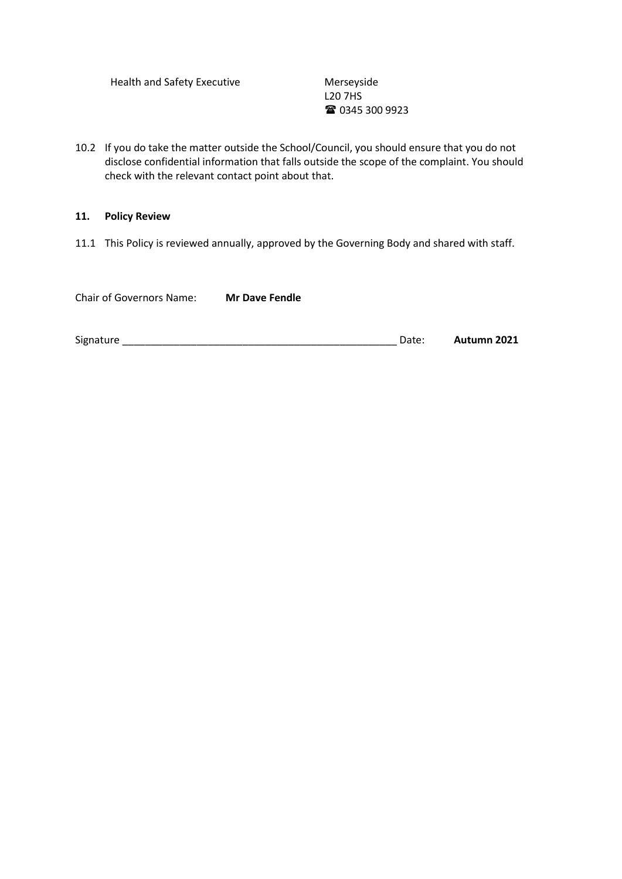| | |
|---|---|
| Health and Safety Executive | Merseyside<br>L20 7HS<br>☎ 0345 300 9923 |

10.2 If you do take the matter outside the School/Council, you should ensure that you do not disclose confidential information that falls outside the scope of the complaint. You should check with the relevant contact point about that.

**11. Policy Review**

11.1 This Policy is reviewed annually, approved by the Governing Body and shared with staff.

Chair of Governors Name: **Mr Dave Fendle**

Signature _________________________________________________ Date: **Autumn 2021**